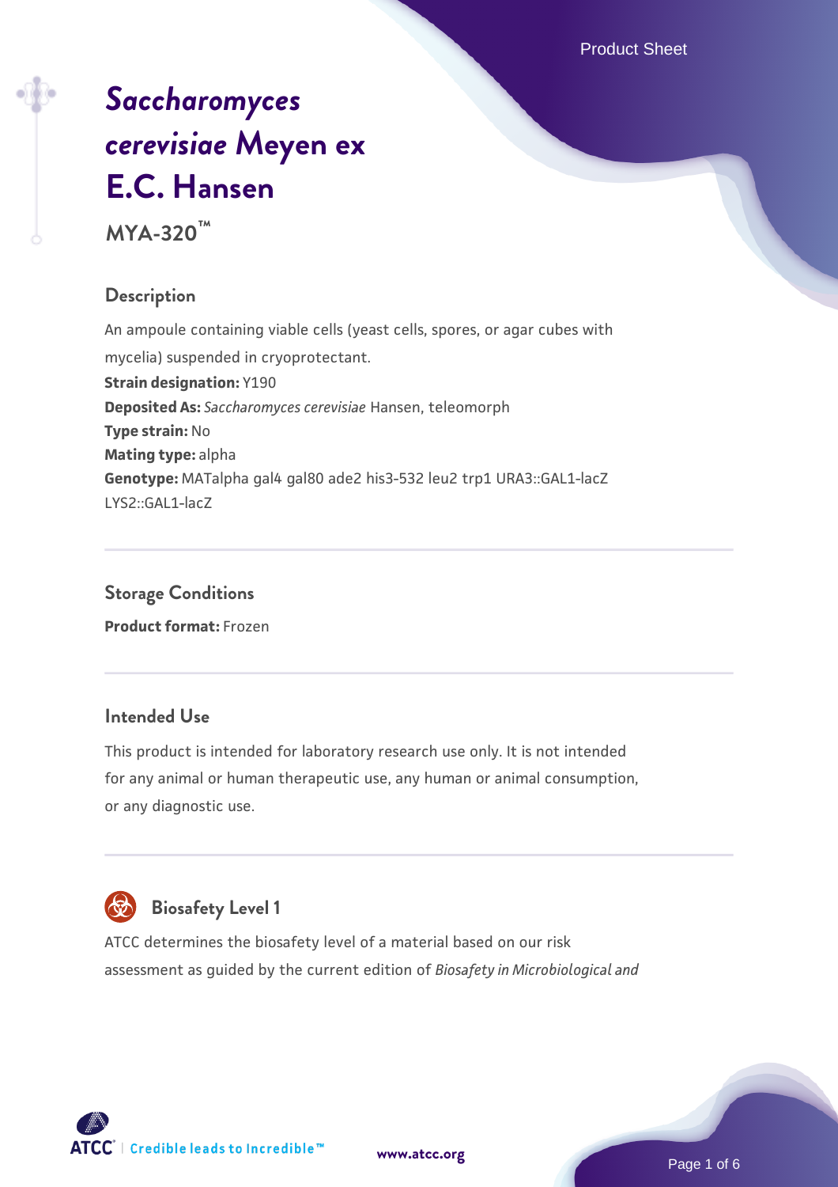# *Saccharomyces cerevisiae* Meyen ex E.C. Hansen

**MYA-320™**

## Description

An ampoule containing viable cells (yeast cells, spores, or agar cubes with mycelia) suspended in cryoprotectant.

**Strain designation:** Y190

**Deposited As:** *Saccharomyces cerevisiae* Hansen, teleomorph

**Type strain:** No

**Mating type:** alpha

**Genotype:** MATalpha gal4 gal80 ade2 his3-532 leu2 trp1 URA3::GAL1-lacZ LYS2::GAL1-lacZ

## Storage Conditions

**Product format:** Frozen

## Intended Use

This product is intended for laboratory research use only. It is not intended for any animal or human therapeutic use, any human or animal consumption, or any diagnostic use.

## Biosafety Level 1

ATCC determines the biosafety level of a material based on our risk assessment as guided by the current edition of *Biosafety in Microbiological and*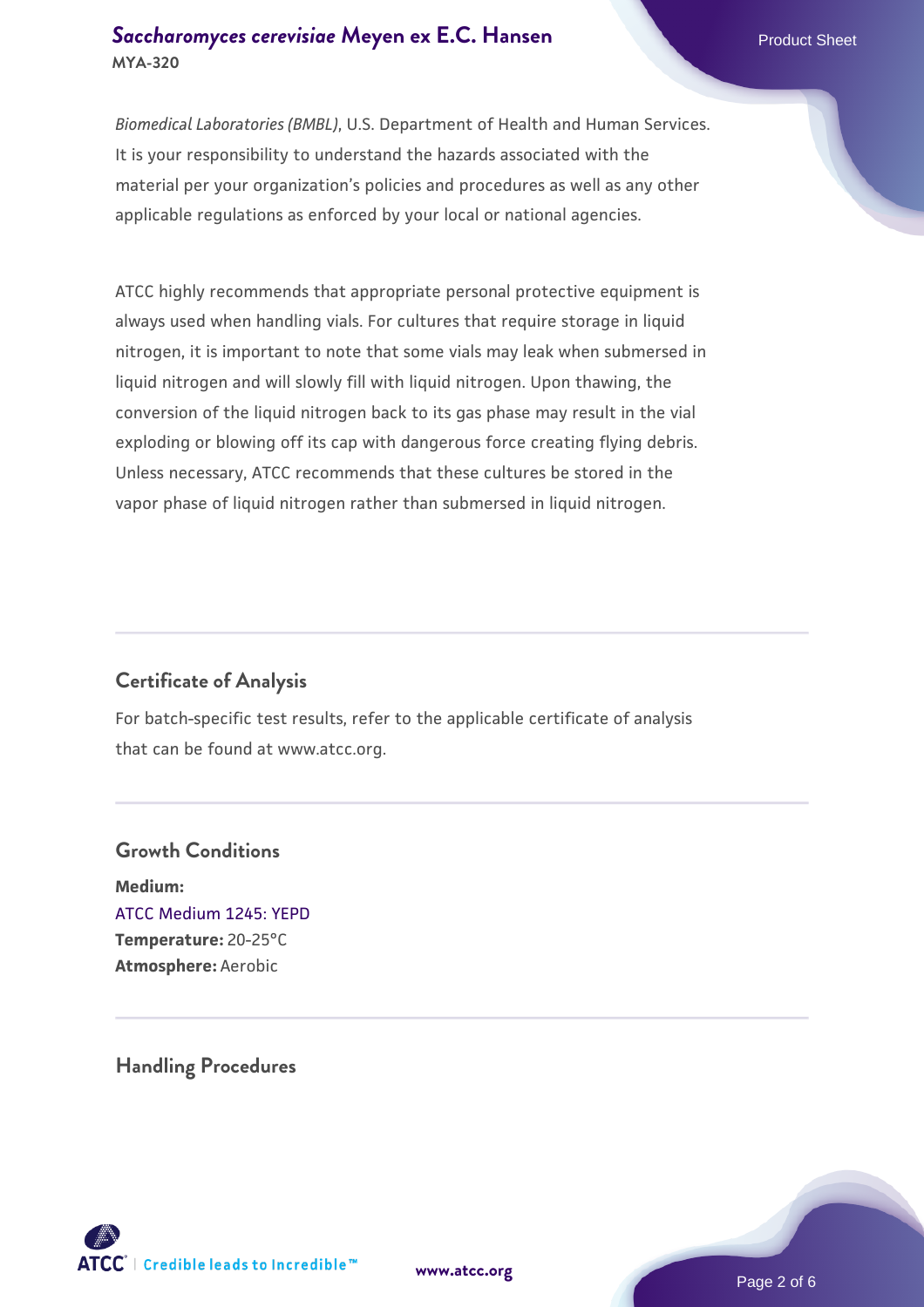*Biomedical Laboratories (BMBL)*, U.S. Department of Health and Human Services. It is your responsibility to understand the hazards associated with the material per your organization's policies and procedures as well as any other applicable regulations as enforced by your local or national agencies.

ATCC highly recommends that appropriate personal protective equipment is always used when handling vials. For cultures that require storage in liquid nitrogen, it is important to note that some vials may leak when submersed in liquid nitrogen and will slowly fill with liquid nitrogen. Upon thawing, the conversion of the liquid nitrogen back to its gas phase may result in the vial exploding or blowing off its cap with dangerous force creating flying debris. Unless necessary, ATCC recommends that these cultures be stored in the vapor phase of liquid nitrogen rather than submersed in liquid nitrogen.

## Certificate of Analysis

For batch-specific test results, refer to the applicable certificate of analysis that can be found at www.atcc.org.

## Growth Conditions

**Medium:**
ATCC Medium 1245: YEPD
**Temperature:** 20-25°C
**Atmosphere:** Aerobic

## Handling Procedures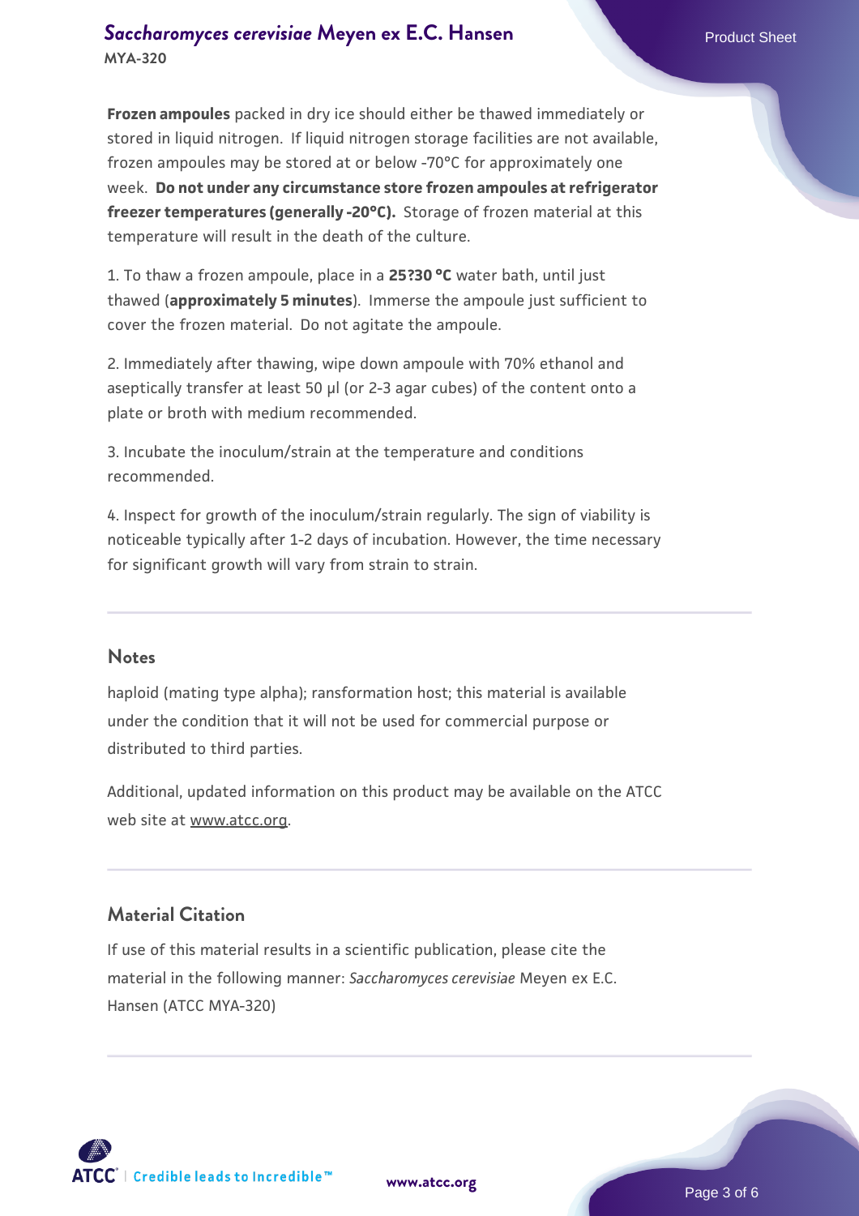**Frozen ampoules** packed in dry ice should either be thawed immediately or stored in liquid nitrogen. If liquid nitrogen storage facilities are not available, frozen ampoules may be stored at or below -70°C for approximately one week. **Do not under any circumstance store frozen ampoules at refrigerator freezer temperatures (generally -20°C).** Storage of frozen material at this temperature will result in the death of the culture.

1. To thaw a frozen ampoule, place in a **25?30 °C** water bath, until just thawed (**approximately 5 minutes**). Immerse the ampoule just sufficient to cover the frozen material. Do not agitate the ampoule.

2. Immediately after thawing, wipe down ampoule with 70% ethanol and aseptically transfer at least 50 µl (or 2-3 agar cubes) of the content onto a plate or broth with medium recommended.

3. Incubate the inoculum/strain at the temperature and conditions recommended.

4. Inspect for growth of the inoculum/strain regularly. The sign of viability is noticeable typically after 1-2 days of incubation. However, the time necessary for significant growth will vary from strain to strain.

## Notes

haploid (mating type alpha); ransformation host; this material is available under the condition that it will not be used for commercial purpose or distributed to third parties.

Additional, updated information on this product may be available on the ATCC web site at www.atcc.org.

## Material Citation

If use of this material results in a scientific publication, please cite the material in the following manner: *Saccharomyces cerevisiae* Meyen ex E.C. Hansen (ATCC MYA-320)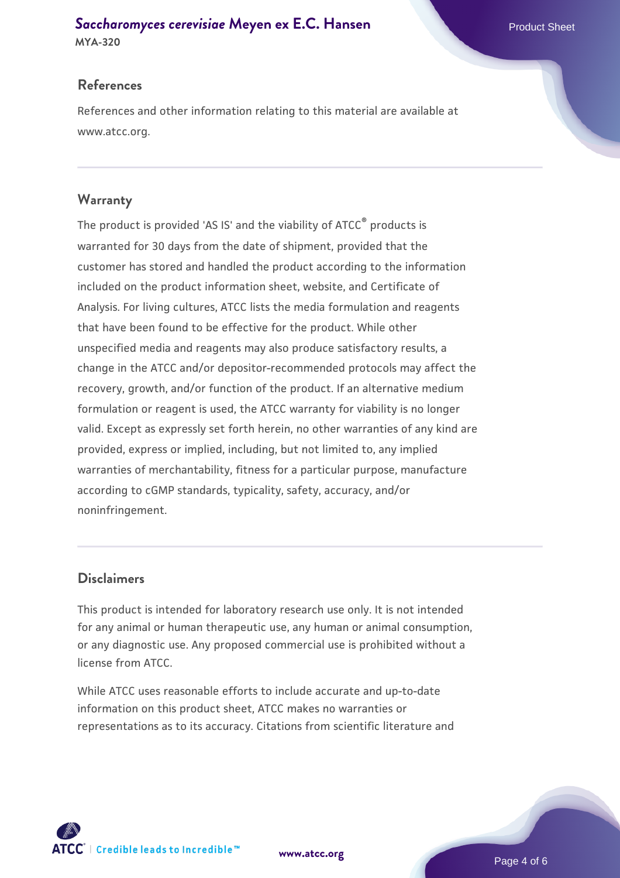## References

References and other information relating to this material are available at www.atcc.org.

## Warranty

The product is provided 'AS IS' and the viability of ATCC® products is warranted for 30 days from the date of shipment, provided that the customer has stored and handled the product according to the information included on the product information sheet, website, and Certificate of Analysis. For living cultures, ATCC lists the media formulation and reagents that have been found to be effective for the product. While other unspecified media and reagents may also produce satisfactory results, a change in the ATCC and/or depositor-recommended protocols may affect the recovery, growth, and/or function of the product. If an alternative medium formulation or reagent is used, the ATCC warranty for viability is no longer valid. Except as expressly set forth herein, no other warranties of any kind are provided, express or implied, including, but not limited to, any implied warranties of merchantability, fitness for a particular purpose, manufacture according to cGMP standards, typicality, safety, accuracy, and/or noninfringement.

## Disclaimers

This product is intended for laboratory research use only. It is not intended for any animal or human therapeutic use, any human or animal consumption, or any diagnostic use. Any proposed commercial use is prohibited without a license from ATCC.

While ATCC uses reasonable efforts to include accurate and up-to-date information on this product sheet, ATCC makes no warranties or representations as to its accuracy. Citations from scientific literature and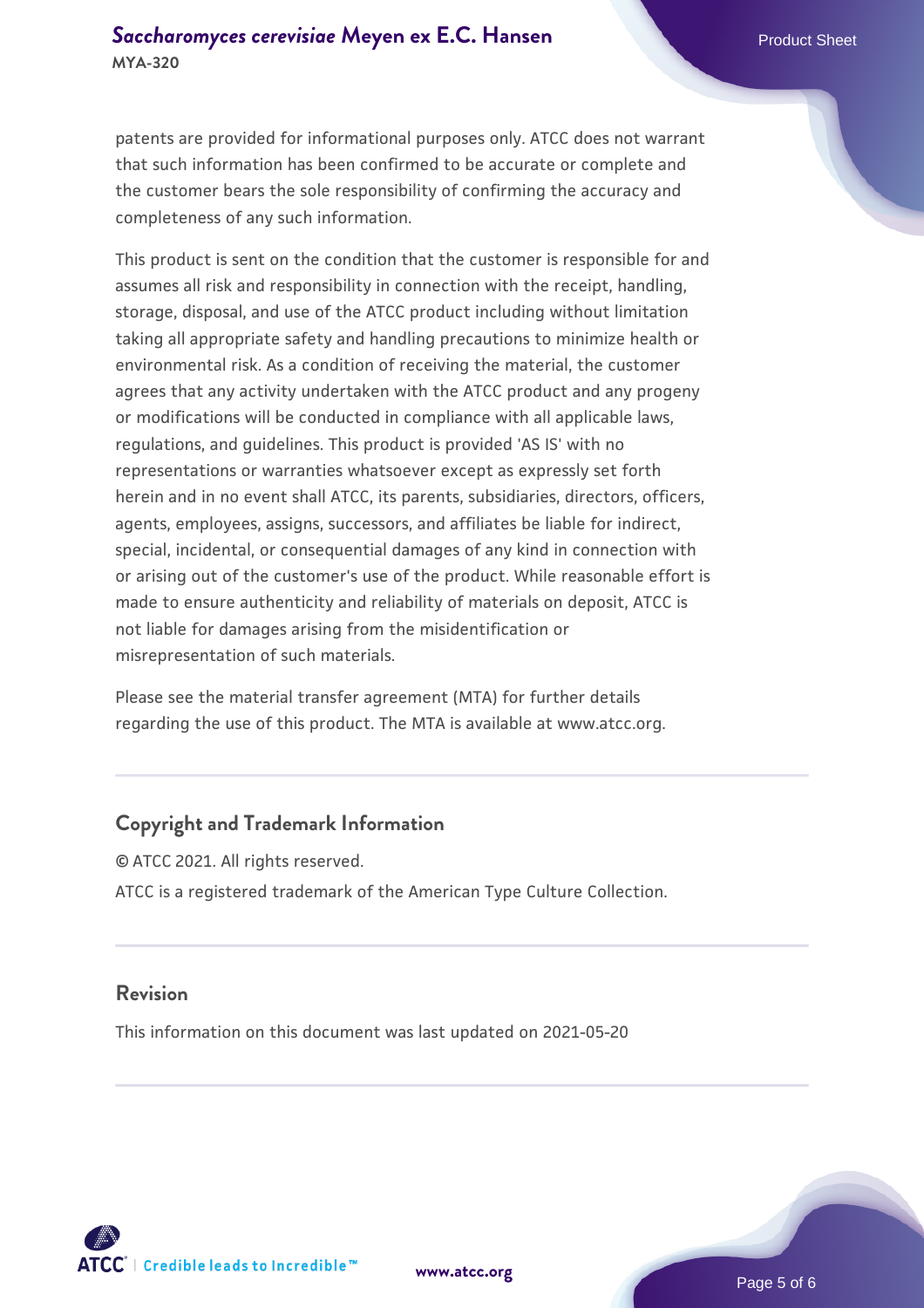patents are provided for informational purposes only. ATCC does not warrant that such information has been confirmed to be accurate or complete and the customer bears the sole responsibility of confirming the accuracy and completeness of any such information.

This product is sent on the condition that the customer is responsible for and assumes all risk and responsibility in connection with the receipt, handling, storage, disposal, and use of the ATCC product including without limitation taking all appropriate safety and handling precautions to minimize health or environmental risk. As a condition of receiving the material, the customer agrees that any activity undertaken with the ATCC product and any progeny or modifications will be conducted in compliance with all applicable laws, regulations, and guidelines. This product is provided 'AS IS' with no representations or warranties whatsoever except as expressly set forth herein and in no event shall ATCC, its parents, subsidiaries, directors, officers, agents, employees, assigns, successors, and affiliates be liable for indirect, special, incidental, or consequential damages of any kind in connection with or arising out of the customer's use of the product. While reasonable effort is made to ensure authenticity and reliability of materials on deposit, ATCC is not liable for damages arising from the misidentification or misrepresentation of such materials.

Please see the material transfer agreement (MTA) for further details regarding the use of this product. The MTA is available at www.atcc.org.

## Copyright and Trademark Information

© ATCC 2021. All rights reserved.

ATCC is a registered trademark of the American Type Culture Collection.

## Revision

This information on this document was last updated on 2021-05-20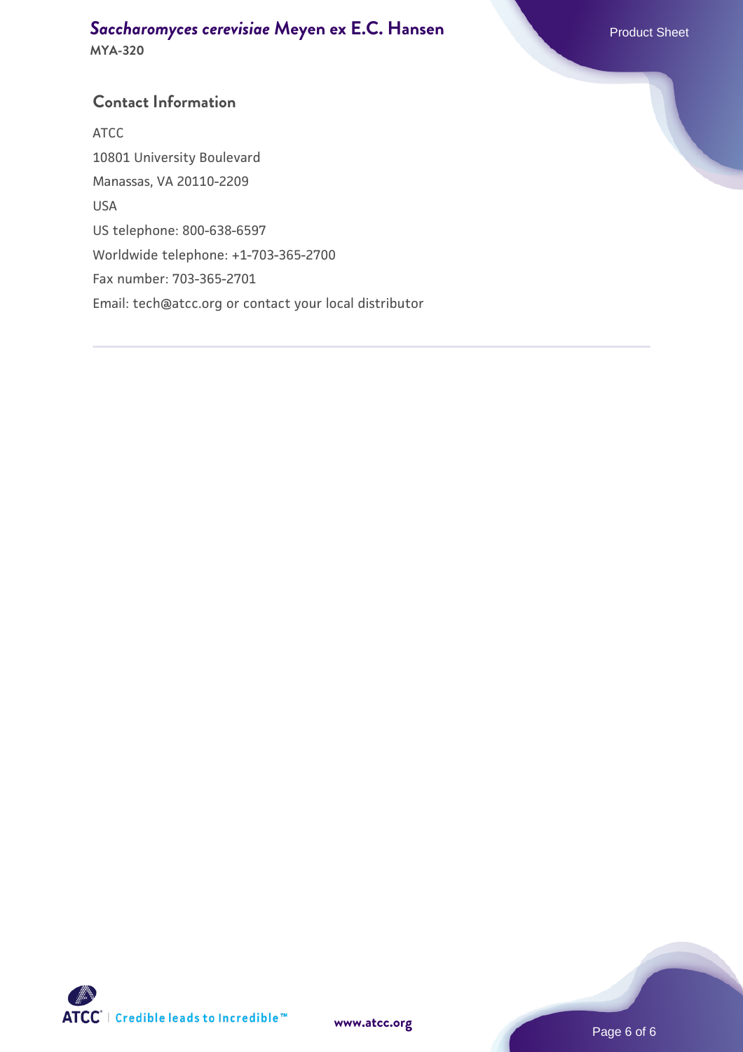## Contact Information

ATCC
10801 University Boulevard
Manassas, VA 20110-2209
USA
US telephone: 800-638-6597
Worldwide telephone: +1-703-365-2700
Fax number: 703-365-2701
Email: tech@atcc.org or contact your local distributor